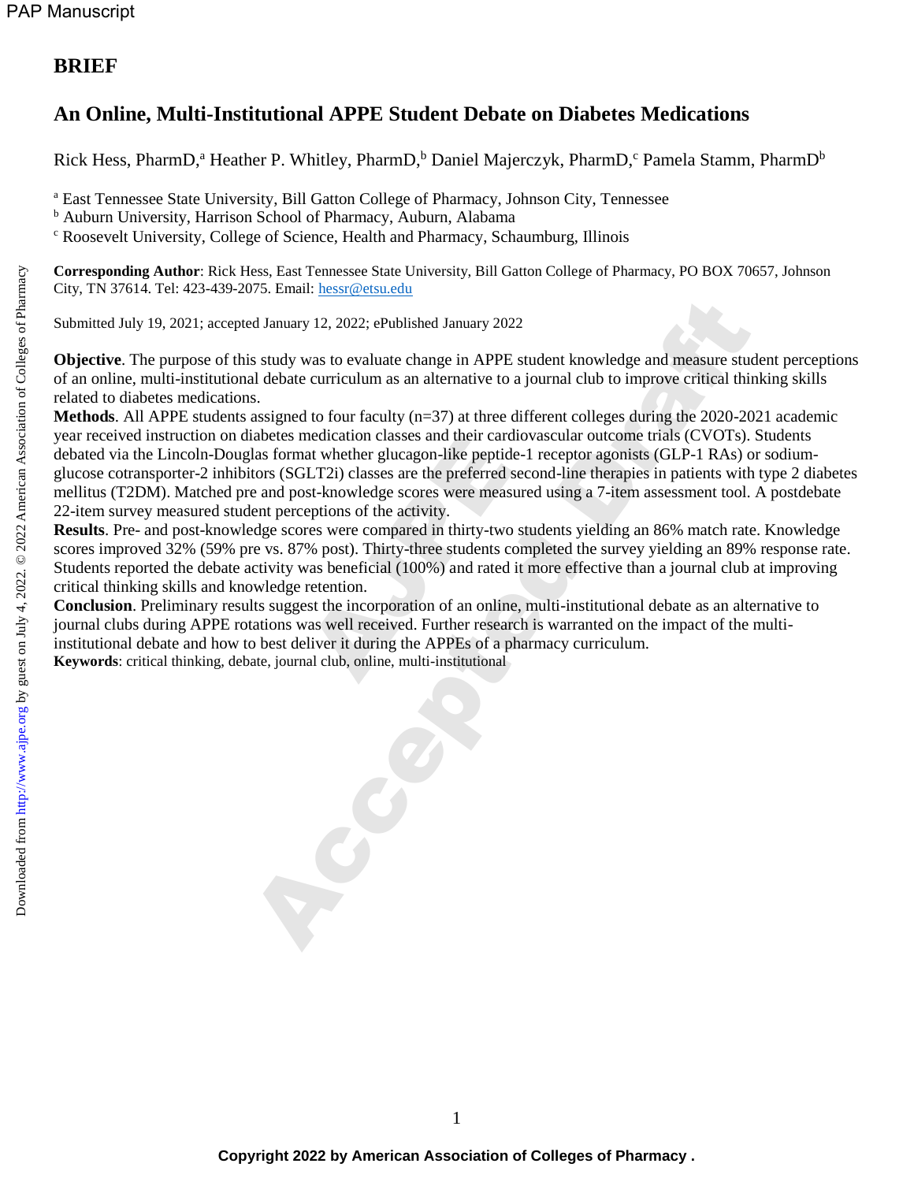## BRIEF

# An Online, Multi-Institutional APPE Student Debate on Diabetes Medications

Rick Hess, PharmD,[a] Heather P. Whitley, PharmD,[b] Daniel Majerczyk, PharmD,[c] Pamela Stamm, PharmD[b]

[a] East Tennessee State University, Bill Gatton College of Pharmacy, Johnson City, Tennessee
[b] Auburn University, Harrison School of Pharmacy, Auburn, Alabama
[c] Roosevelt University, College of Science, Health and Pharmacy, Schaumburg, Illinois

**Corresponding Author**: Rick Hess, East Tennessee State University, Bill Gatton College of Pharmacy, PO BOX 70657, Johnson City, TN 37614. Tel: 423-439-2075. Email: hessr@etsu.edu

Submitted July 19, 2021; accepted January 12, 2022; ePublished January 2022

**Objective**. The purpose of this study was to evaluate change in APPE student knowledge and measure student perceptions of an online, multi-institutional debate curriculum as an alternative to a journal club to improve critical thinking skills related to diabetes medications.
**Methods**. All APPE students assigned to four faculty (n=37) at three different colleges during the 2020-2021 academic year received instruction on diabetes medication classes and their cardiovascular outcome trials (CVOTs). Students debated via the Lincoln-Douglas format whether glucagon-like peptide-1 receptor agonists (GLP-1 RAs) or sodium-glucose cotransporter-2 inhibitors (SGLT2i) classes are the preferred second-line therapies in patients with type 2 diabetes mellitus (T2DM). Matched pre and post-knowledge scores were measured using a 7-item assessment tool. A postdebate 22-item survey measured student perceptions of the activity.
**Results**. Pre- and post-knowledge scores were compared in thirty-two students yielding an 86% match rate. Knowledge scores improved 32% (59% pre vs. 87% post). Thirty-three students completed the survey yielding an 89% response rate. Students reported the debate activity was beneficial (100%) and rated it more effective than a journal club at improving critical thinking skills and knowledge retention.
**Conclusion**. Preliminary results suggest the incorporation of an online, multi-institutional debate as an alternative to journal clubs during APPE rotations was well received. Further research is warranted on the impact of the multi-institutional debate and how to best deliver it during the APPEs of a pharmacy curriculum.
**Keywords**: critical thinking, debate, journal club, online, multi-institutional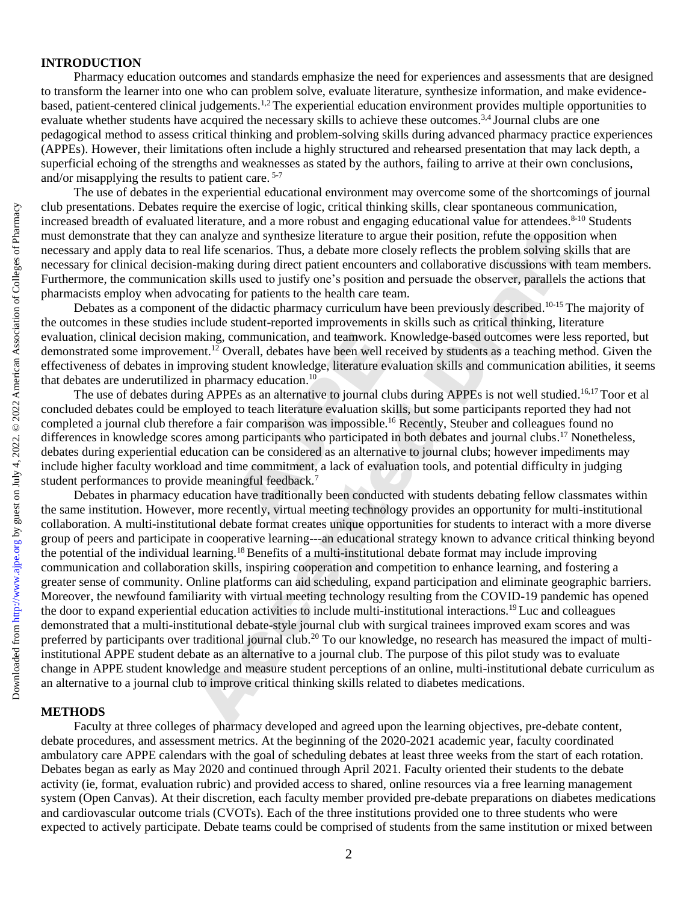## INTRODUCTION

Pharmacy education outcomes and standards emphasize the need for experiences and assessments that are designed to transform the learner into one who can problem solve, evaluate literature, synthesize information, and make evidence-based, patient-centered clinical judgements.[1,2] The experiential education environment provides multiple opportunities to evaluate whether students have acquired the necessary skills to achieve these outcomes.[3,4] Journal clubs are one pedagogical method to assess critical thinking and problem-solving skills during advanced pharmacy practice experiences (APPEs). However, their limitations often include a highly structured and rehearsed presentation that may lack depth, a superficial echoing of the strengths and weaknesses as stated by the authors, failing to arrive at their own conclusions, and/or misapplying the results to patient care. [5-7]

The use of debates in the experiential educational environment may overcome some of the shortcomings of journal club presentations. Debates require the exercise of logic, critical thinking skills, clear spontaneous communication, increased breadth of evaluated literature, and a more robust and engaging educational value for attendees.[8-10] Students must demonstrate that they can analyze and synthesize literature to argue their position, refute the opposition when necessary and apply data to real life scenarios. Thus, a debate more closely reflects the problem solving skills that are necessary for clinical decision-making during direct patient encounters and collaborative discussions with team members. Furthermore, the communication skills used to justify one's position and persuade the observer, parallels the actions that pharmacists employ when advocating for patients to the health care team.

Debates as a component of the didactic pharmacy curriculum have been previously described.[10-15] The majority of the outcomes in these studies include student-reported improvements in skills such as critical thinking, literature evaluation, clinical decision making, communication, and teamwork. Knowledge-based outcomes were less reported, but demonstrated some improvement.[12] Overall, debates have been well received by students as a teaching method. Given the effectiveness of debates in improving student knowledge, literature evaluation skills and communication abilities, it seems that debates are underutilized in pharmacy education.[10]

The use of debates during APPEs as an alternative to journal clubs during APPEs is not well studied.[16,17] Toor et al concluded debates could be employed to teach literature evaluation skills, but some participants reported they had not completed a journal club therefore a fair comparison was impossible.[16] Recently, Steuber and colleagues found no differences in knowledge scores among participants who participated in both debates and journal clubs.[17] Nonetheless, debates during experiential education can be considered as an alternative to journal clubs; however impediments may include higher faculty workload and time commitment, a lack of evaluation tools, and potential difficulty in judging student performances to provide meaningful feedback.[7]

Debates in pharmacy education have traditionally been conducted with students debating fellow classmates within the same institution. However, more recently, virtual meeting technology provides an opportunity for multi-institutional collaboration. A multi-institutional debate format creates unique opportunities for students to interact with a more diverse group of peers and participate in cooperative learning---an educational strategy known to advance critical thinking beyond the potential of the individual learning.[18] Benefits of a multi-institutional debate format may include improving communication and collaboration skills, inspiring cooperation and competition to enhance learning, and fostering a greater sense of community. Online platforms can aid scheduling, expand participation and eliminate geographic barriers. Moreover, the newfound familiarity with virtual meeting technology resulting from the COVID-19 pandemic has opened the door to expand experiential education activities to include multi-institutional interactions.[19] Luc and colleagues demonstrated that a multi-institutional debate-style journal club with surgical trainees improved exam scores and was preferred by participants over traditional journal club.[20] To our knowledge, no research has measured the impact of multi-institutional APPE student debate as an alternative to a journal club. The purpose of this pilot study was to evaluate change in APPE student knowledge and measure student perceptions of an online, multi-institutional debate curriculum as an alternative to a journal club to improve critical thinking skills related to diabetes medications.

## METHODS

Faculty at three colleges of pharmacy developed and agreed upon the learning objectives, pre-debate content, debate procedures, and assessment metrics. At the beginning of the 2020-2021 academic year, faculty coordinated ambulatory care APPE calendars with the goal of scheduling debates at least three weeks from the start of each rotation. Debates began as early as May 2020 and continued through April 2021. Faculty oriented their students to the debate activity (ie, format, evaluation rubric) and provided access to shared, online resources via a free learning management system (Open Canvas). At their discretion, each faculty member provided pre-debate preparations on diabetes medications and cardiovascular outcome trials (CVOTs). Each of the three institutions provided one to three students who were expected to actively participate. Debate teams could be comprised of students from the same institution or mixed between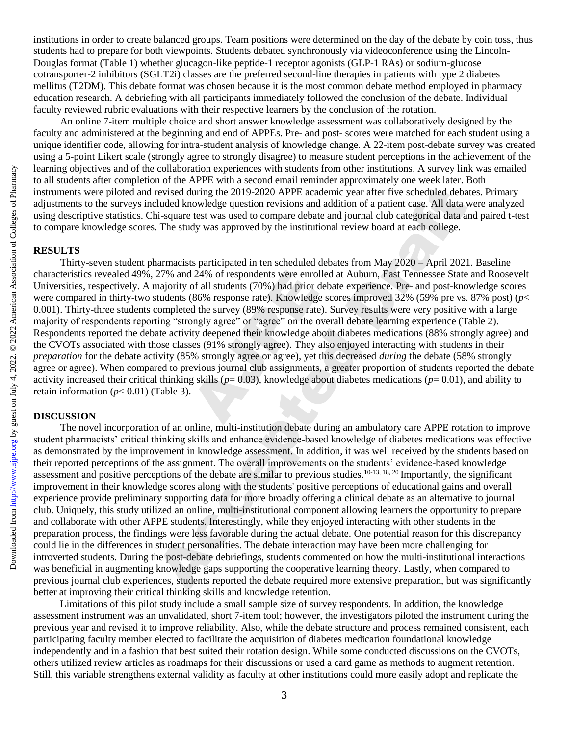institutions in order to create balanced groups. Team positions were determined on the day of the debate by coin toss, thus students had to prepare for both viewpoints. Students debated synchronously via videoconference using the Lincoln-Douglas format (Table 1) whether glucagon-like peptide-1 receptor agonists (GLP-1 RAs) or sodium-glucose cotransporter-2 inhibitors (SGLT2i) classes are the preferred second-line therapies in patients with type 2 diabetes mellitus (T2DM). This debate format was chosen because it is the most common debate method employed in pharmacy education research. A debriefing with all participants immediately followed the conclusion of the debate. Individual faculty reviewed rubric evaluations with their respective learners by the conclusion of the rotation.

An online 7-item multiple choice and short answer knowledge assessment was collaboratively designed by the faculty and administered at the beginning and end of APPEs. Pre- and post- scores were matched for each student using a unique identifier code, allowing for intra-student analysis of knowledge change. A 22-item post-debate survey was created using a 5-point Likert scale (strongly agree to strongly disagree) to measure student perceptions in the achievement of the learning objectives and of the collaboration experiences with students from other institutions. A survey link was emailed to all students after completion of the APPE with a second email reminder approximately one week later. Both instruments were piloted and revised during the 2019-2020 APPE academic year after five scheduled debates. Primary adjustments to the surveys included knowledge question revisions and addition of a patient case. All data were analyzed using descriptive statistics. Chi-square test was used to compare debate and journal club categorical data and paired t-test to compare knowledge scores. The study was approved by the institutional review board at each college.

## RESULTS

Thirty-seven student pharmacists participated in ten scheduled debates from May 2020 – April 2021. Baseline characteristics revealed 49%, 27% and 24% of respondents were enrolled at Auburn, East Tennessee State and Roosevelt Universities, respectively. A majority of all students (70%) had prior debate experience. Pre- and post-knowledge scores were compared in thirty-two students (86% response rate). Knowledge scores improved 32% (59% pre vs. 87% post) ($p < 0.001$). Thirty-three students completed the survey (89% response rate). Survey results were very positive with a large majority of respondents reporting "strongly agree" or "agree" on the overall debate learning experience (Table 2). Respondents reported the debate activity deepened their knowledge about diabetes medications (88% strongly agree) and the CVOTs associated with those classes (91% strongly agree). They also enjoyed interacting with students in their *preparation* for the debate activity (85% strongly agree or agree), yet this decreased *during* the debate (58% strongly agree or agree). When compared to previous journal club assignments, a greater proportion of students reported the debate activity increased their critical thinking skills ($p = 0.03$), knowledge about diabetes medications ($p = 0.01$), and ability to retain information ($p < 0.01$) (Table 3).

## DISCUSSION

The novel incorporation of an online, multi-institution debate during an ambulatory care APPE rotation to improve student pharmacists' critical thinking skills and enhance evidence-based knowledge of diabetes medications was effective as demonstrated by the improvement in knowledge assessment. In addition, it was well received by the students based on their reported perceptions of the assignment. The overall improvements on the students' evidence-based knowledge assessment and positive perceptions of the debate are similar to previous studies.[10-13, 18, 20] Importantly, the significant improvement in their knowledge scores along with the students' positive perceptions of educational gains and overall experience provide preliminary supporting data for more broadly offering a clinical debate as an alternative to journal club. Uniquely, this study utilized an online, multi-institutional component allowing learners the opportunity to prepare and collaborate with other APPE students. Interestingly, while they enjoyed interacting with other students in the preparation process, the findings were less favorable during the actual debate. One potential reason for this discrepancy could lie in the differences in student personalities. The debate interaction may have been more challenging for introverted students. During the post-debate debriefings, students commented on how the multi-institutional interactions was beneficial in augmenting knowledge gaps supporting the cooperative learning theory. Lastly, when compared to previous journal club experiences, students reported the debate required more extensive preparation, but was significantly better at improving their critical thinking skills and knowledge retention.

Limitations of this pilot study include a small sample size of survey respondents. In addition, the knowledge assessment instrument was an unvalidated, short 7-item tool; however, the investigators piloted the instrument during the previous year and revised it to improve reliability. Also, while the debate structure and process remained consistent, each participating faculty member elected to facilitate the acquisition of diabetes medication foundational knowledge independently and in a fashion that best suited their rotation design. While some conducted discussions on the CVOTs, others utilized review articles as roadmaps for their discussions or used a card game as methods to augment retention. Still, this variable strengthens external validity as faculty at other institutions could more easily adopt and replicate the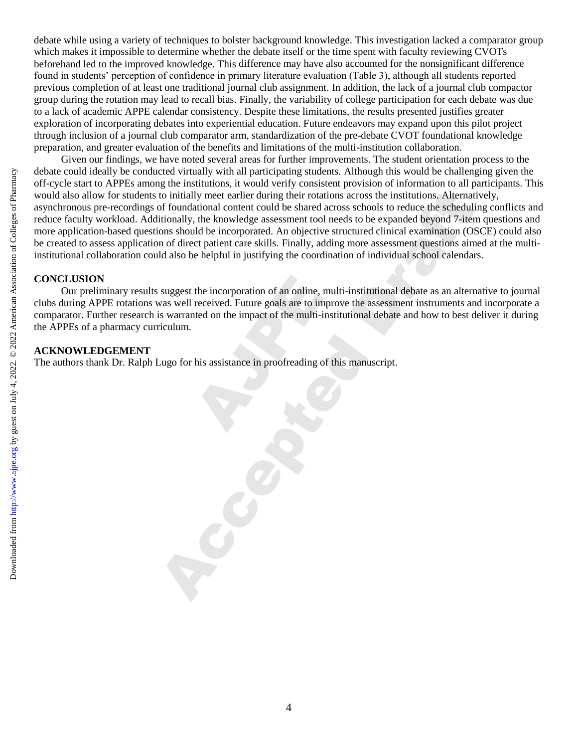debate while using a variety of techniques to bolster background knowledge. This investigation lacked a comparator group which makes it impossible to determine whether the debate itself or the time spent with faculty reviewing CVOTs beforehand led to the improved knowledge. This difference may have also accounted for the nonsignificant difference found in students' perception of confidence in primary literature evaluation (Table 3), although all students reported previous completion of at least one traditional journal club assignment. In addition, the lack of a journal club compactor group during the rotation may lead to recall bias. Finally, the variability of college participation for each debate was due to a lack of academic APPE calendar consistency. Despite these limitations, the results presented justifies greater exploration of incorporating debates into experiential education. Future endeavors may expand upon this pilot project through inclusion of a journal club comparator arm, standardization of the pre-debate CVOT foundational knowledge preparation, and greater evaluation of the benefits and limitations of the multi-institution collaboration.

Given our findings, we have noted several areas for further improvements. The student orientation process to the debate could ideally be conducted virtually with all participating students. Although this would be challenging given the off-cycle start to APPEs among the institutions, it would verify consistent provision of information to all participants. This would also allow for students to initially meet earlier during their rotations across the institutions. Alternatively, asynchronous pre-recordings of foundational content could be shared across schools to reduce the scheduling conflicts and reduce faculty workload. Additionally, the knowledge assessment tool needs to be expanded beyond 7-item questions and more application-based questions should be incorporated. An objective structured clinical examination (OSCE) could also be created to assess application of direct patient care skills. Finally, adding more assessment questions aimed at the multi-institutional collaboration could also be helpful in justifying the coordination of individual school calendars.

## CONCLUSION

Our preliminary results suggest the incorporation of an online, multi-institutional debate as an alternative to journal clubs during APPE rotations was well received. Future goals are to improve the assessment instruments and incorporate a comparator. Further research is warranted on the impact of the multi-institutional debate and how to best deliver it during the APPEs of a pharmacy curriculum.

## ACKNOWLEDGEMENT

The authors thank Dr. Ralph Lugo for his assistance in proofreading of this manuscript.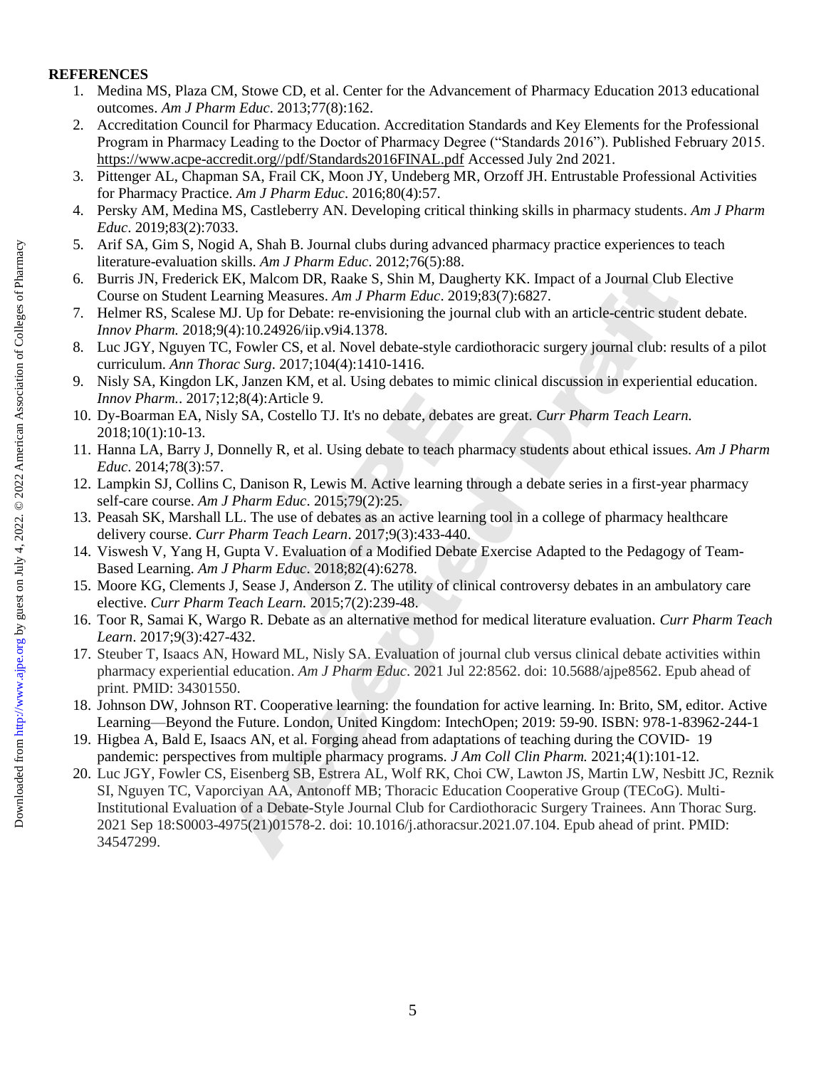## REFERENCES

1. Medina MS, Plaza CM, Stowe CD, et al. Center for the Advancement of Pharmacy Education 2013 educational outcomes. *Am J Pharm Educ*. 2013;77(8):162.
2. Accreditation Council for Pharmacy Education. Accreditation Standards and Key Elements for the Professional Program in Pharmacy Leading to the Doctor of Pharmacy Degree ("Standards 2016"). Published February 2015. https://www.acpe-accredit.org//pdf/Standards2016FINAL.pdf Accessed July 2nd 2021.
3. Pittenger AL, Chapman SA, Frail CK, Moon JY, Undeberg MR, Orzoff JH. Entrustable Professional Activities for Pharmacy Practice. *Am J Pharm Educ*. 2016;80(4):57.
4. Persky AM, Medina MS, Castleberry AN. Developing critical thinking skills in pharmacy students. *Am J Pharm Educ*. 2019;83(2):7033.
5. Arif SA, Gim S, Nogid A, Shah B. Journal clubs during advanced pharmacy practice experiences to teach literature-evaluation skills. *Am J Pharm Educ*. 2012;76(5):88.
6. Burris JN, Frederick EK, Malcom DR, Raake S, Shin M, Daugherty KK. Impact of a Journal Club Elective Course on Student Learning Measures. *Am J Pharm Educ*. 2019;83(7):6827.
7. Helmer RS, Scalese MJ. Up for Debate: re-envisioning the journal club with an article-centric student debate. *Innov Pharm.* 2018;9(4):10.24926/iip.v9i4.1378.
8. Luc JGY, Nguyen TC, Fowler CS, et al. Novel debate-style cardiothoracic surgery journal club: results of a pilot curriculum. *Ann Thorac Surg*. 2017;104(4):1410-1416.
9. Nisly SA, Kingdon LK, Janzen KM, et al. Using debates to mimic clinical discussion in experiential education. *Innov Pharm.*. 2017;12;8(4):Article 9.
10. Dy-Boarman EA, Nisly SA, Costello TJ. It's no debate, debates are great. *Curr Pharm Teach Learn.* 2018;10(1):10-13.
11. Hanna LA, Barry J, Donnelly R, et al. Using debate to teach pharmacy students about ethical issues. *Am J Pharm Educ*. 2014;78(3):57.
12. Lampkin SJ, Collins C, Danison R, Lewis M. Active learning through a debate series in a first-year pharmacy self-care course. *Am J Pharm Educ*. 2015;79(2):25.
13. Peasah SK, Marshall LL. The use of debates as an active learning tool in a college of pharmacy healthcare delivery course. *Curr Pharm Teach Learn*. 2017;9(3):433-440.
14. Viswesh V, Yang H, Gupta V. Evaluation of a Modified Debate Exercise Adapted to the Pedagogy of Team-Based Learning. *Am J Pharm Educ*. 2018;82(4):6278.
15. Moore KG, Clements J, Sease J, Anderson Z. The utility of clinical controversy debates in an ambulatory care elective. *Curr Pharm Teach Learn.* 2015;7(2):239-48.
16. Toor R, Samai K, Wargo R. Debate as an alternative method for medical literature evaluation. *Curr Pharm Teach Learn*. 2017;9(3):427-432.
17. Steuber T, Isaacs AN, Howard ML, Nisly SA. Evaluation of journal club versus clinical debate activities within pharmacy experiential education. *Am J Pharm Educ*. 2021 Jul 22:8562. doi: 10.5688/ajpe8562. Epub ahead of print. PMID: 34301550.
18. Johnson DW, Johnson RT. Cooperative learning: the foundation for active learning. In: Brito, SM, editor. Active Learning—Beyond the Future. London, United Kingdom: IntechOpen; 2019: 59-90. ISBN: 978-1-83962-244-1
19. Higbea A, Bald E, Isaacs AN, et al. Forging ahead from adaptations of teaching during the COVID- 19 pandemic: perspectives from multiple pharmacy programs. *J Am Coll Clin Pharm.* 2021;4(1):101-12.
20. Luc JGY, Fowler CS, Eisenberg SB, Estrera AL, Wolf RK, Choi CW, Lawton JS, Martin LW, Nesbitt JC, Reznik SI, Nguyen TC, Vaporciyan AA, Antonoff MB; Thoracic Education Cooperative Group (TECoG). Multi-Institutional Evaluation of a Debate-Style Journal Club for Cardiothoracic Surgery Trainees. Ann Thorac Surg. 2021 Sep 18:S0003-4975(21)01578-2. doi: 10.1016/j.athoracsur.2021.07.104. Epub ahead of print. PMID: 34547299.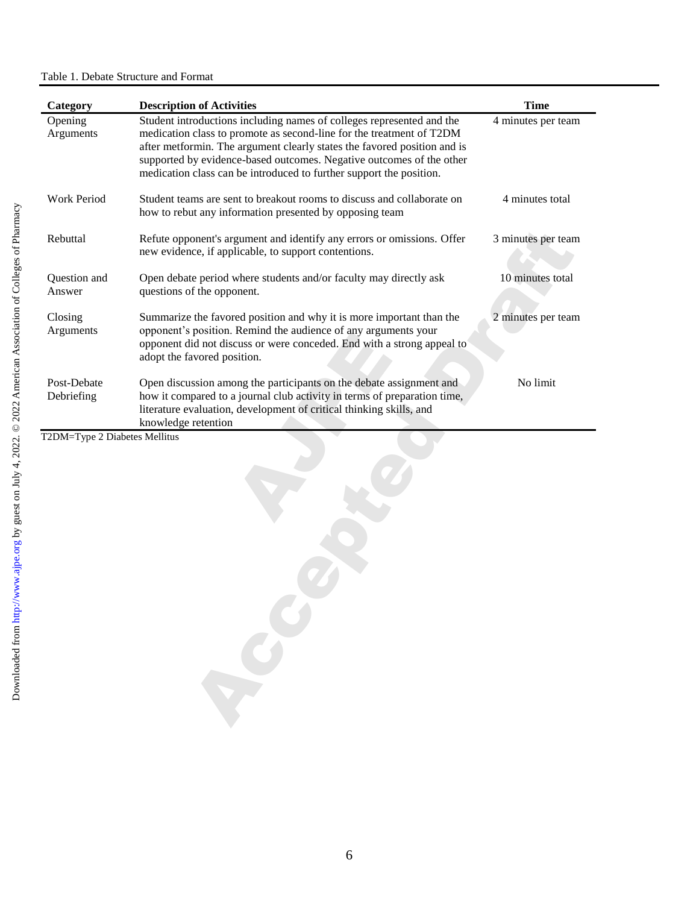Table 1. Debate Structure and Format

| Category | Description of Activities | Time |
|---|---|---|
| Opening Arguments | Student introductions including names of colleges represented and the medication class to promote as second-line for the treatment of T2DM after metformin. The argument clearly states the favored position and is supported by evidence-based outcomes. Negative outcomes of the other medication class can be introduced to further support the position. | 4 minutes per team |
| Work Period | Student teams are sent to breakout rooms to discuss and collaborate on how to rebut any information presented by opposing team | 4 minutes total |
| Rebuttal | Refute opponent's argument and identify any errors or omissions. Offer new evidence, if applicable, to support contentions. | 3 minutes per team |
| Question and Answer | Open debate period where students and/or faculty may directly ask questions of the opponent. | 10 minutes total |
| Closing Arguments | Summarize the favored position and why it is more important than the opponent's position. Remind the audience of any arguments your opponent did not discuss or were conceded. End with a strong appeal to adopt the favored position. | 2 minutes per team |
| Post-Debate Debriefing | Open discussion among the participants on the debate assignment and how it compared to a journal club activity in terms of preparation time, literature evaluation, development of critical thinking skills, and knowledge retention | No limit |

T2DM=Type 2 Diabetes Mellitus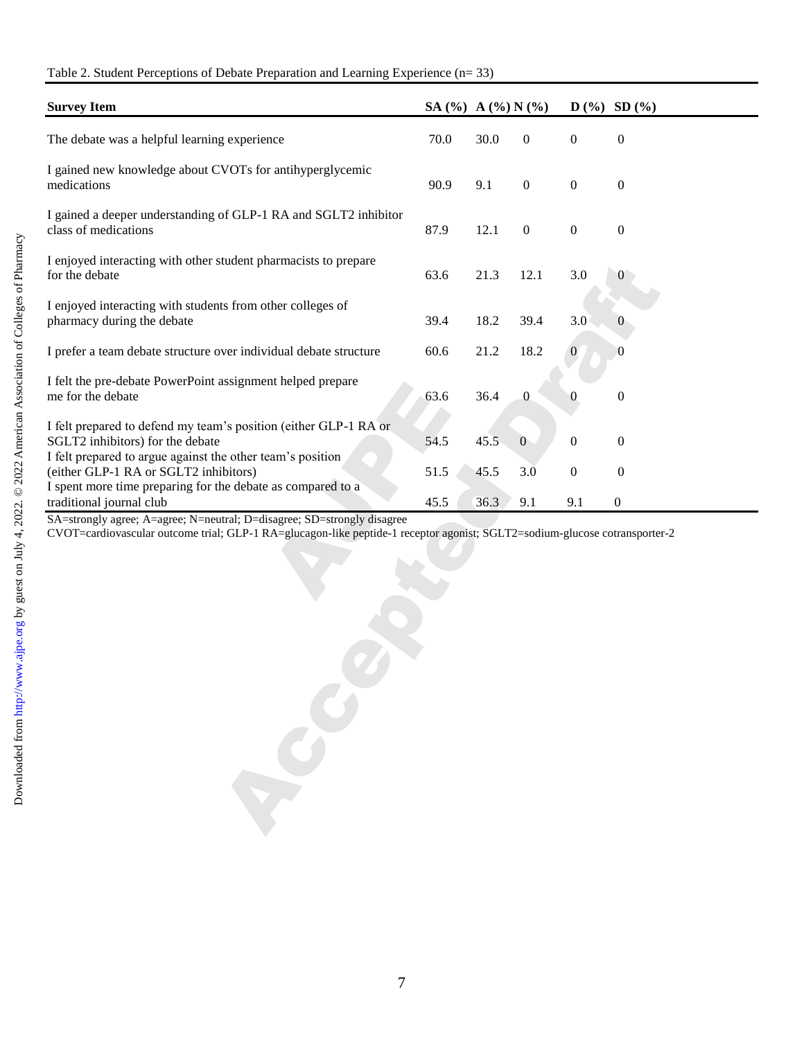Table 2. Student Perceptions of Debate Preparation and Learning Experience (n= 33)

| **Survey Item** | **SA (%)** | **A (%)** | **N (%)** | **D (%)** | **SD (%)** |
|---|---|---|---|---|---|
| The debate was a helpful learning experience | 70.0 | 30.0 | 0 | 0 | 0 |
| I gained new knowledge about CVOTs for antihyperglycemic medications | 90.9 | 9.1 | 0 | 0 | 0 |
| I gained a deeper understanding of GLP-1 RA and SGLT2 inhibitor class of medications | 87.9 | 12.1 | 0 | 0 | 0 |
| I enjoyed interacting with other student pharmacists to prepare for the debate | 63.6 | 21.3 | 12.1 | 3.0 | 0 |
| I enjoyed interacting with students from other colleges of pharmacy during the debate | 39.4 | 18.2 | 39.4 | 3.0 | 0 |
| I prefer a team debate structure over individual debate structure | 60.6 | 21.2 | 18.2 | 0 | 0 |
| I felt the pre-debate PowerPoint assignment helped prepare me for the debate | 63.6 | 36.4 | 0 | 0 | 0 |
| I felt prepared to defend my team's position (either GLP-1 RA or SGLT2 inhibitors) for the debate | 54.5 | 45.5 | 0 | 0 | 0 |
| I felt prepared to argue against the other team's position (either GLP-1 RA or SGLT2 inhibitors) | 51.5 | 45.5 | 3.0 | 0 | 0 |
| I spent more time preparing for the debate as compared to a traditional journal club | 45.5 | 36.3 | 9.1 | 9.1 | 0 |

SA=strongly agree; A=agree; N=neutral; D=disagree; SD=strongly disagree
CVOT=cardiovascular outcome trial; GLP-1 RA=glucagon-like peptide-1 receptor agonist; SGLT2=sodium-glucose cotransporter-2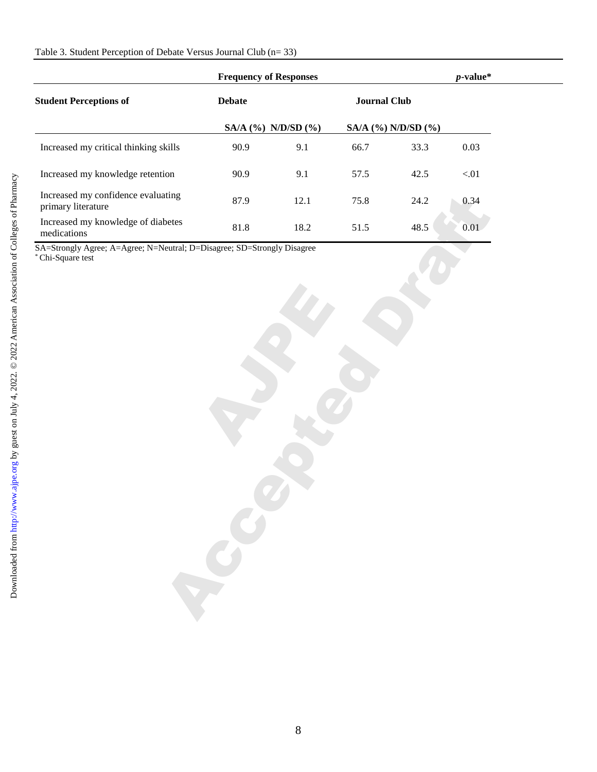Table 3. Student Perception of Debate Versus Journal Club (n= 33)

| | Frequency of Responses | | | | p-value* |
|---|---|---|---|---|---|
| **Student Perceptions of** | **Debate** | | **Journal Club** | | |
| | **SA/A (%)** | **N/D/SD (%)** | **SA/A (%)** | **N/D/SD (%)** | |
| Increased my critical thinking skills | 90.9 | 9.1 | 66.7 | 33.3 | 0.03 |
| Increased my knowledge retention | 90.9 | 9.1 | 57.5 | 42.5 | <.01 |
| Increased my confidence evaluating primary literature | 87.9 | 12.1 | 75.8 | 24.2 | 0.34 |
| Increased my knowledge of diabetes medications | 81.8 | 18.2 | 51.5 | 48.5 | 0.01 |

SA=Strongly Agree; A=Agree; N=Neutral; D=Disagree; SD=Strongly Disagree

* Chi-Square test